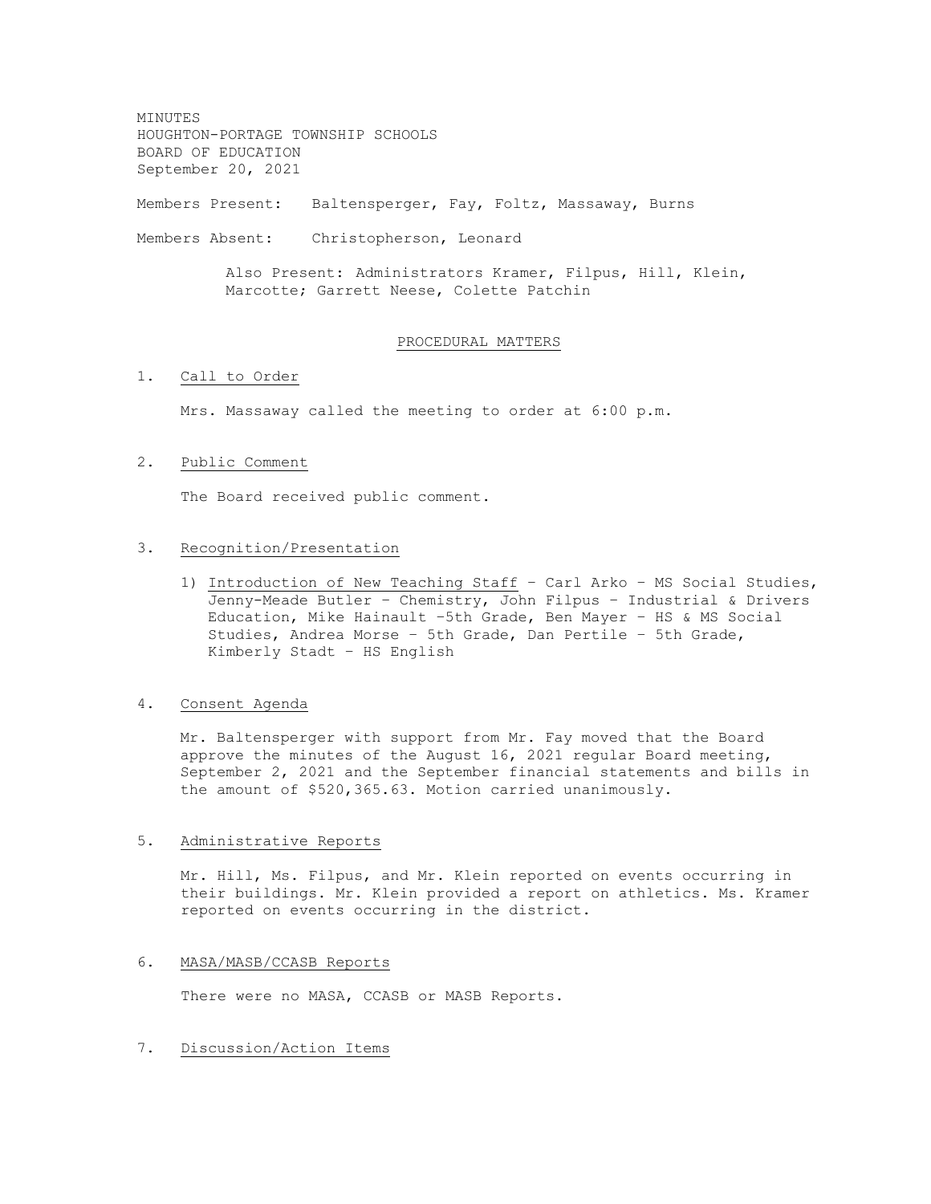MINUTES
HOUGHTON-PORTAGE TOWNSHIP SCHOOLS
BOARD OF EDUCATION
September 20, 2021

Members Present: Baltensperger, Fay, Foltz, Massaway, Burns

Members Absent: Christopherson, Leonard

Also Present: Administrators Kramer, Filpus, Hill, Klein, Marcotte; Garrett Neese, Colette Patchin

## PROCEDURAL MATTERS

1. Call to Order

   Mrs. Massaway called the meeting to order at 6:00 p.m.

2. Public Comment

   The Board received public comment.

3. Recognition/Presentation

   1) Introduction of New Teaching Staff – Carl Arko – MS Social Studies, Jenny-Meade Butler – Chemistry, John Filpus – Industrial & Drivers Education, Mike Hainault –5th Grade, Ben Mayer – HS & MS Social Studies, Andrea Morse – 5th Grade, Dan Pertile – 5th Grade, Kimberly Stadt – HS English

4. Consent Agenda

   Mr. Baltensperger with support from Mr. Fay moved that the Board approve the minutes of the August 16, 2021 regular Board meeting, September 2, 2021 and the September financial statements and bills in the amount of $520,365.63. Motion carried unanimously.

5. Administrative Reports

   Mr. Hill, Ms. Filpus, and Mr. Klein reported on events occurring in their buildings. Mr. Klein provided a report on athletics. Ms. Kramer reported on events occurring in the district.

6. MASA/MASB/CCASB Reports

   There were no MASA, CCASB or MASB Reports.

7. Discussion/Action Items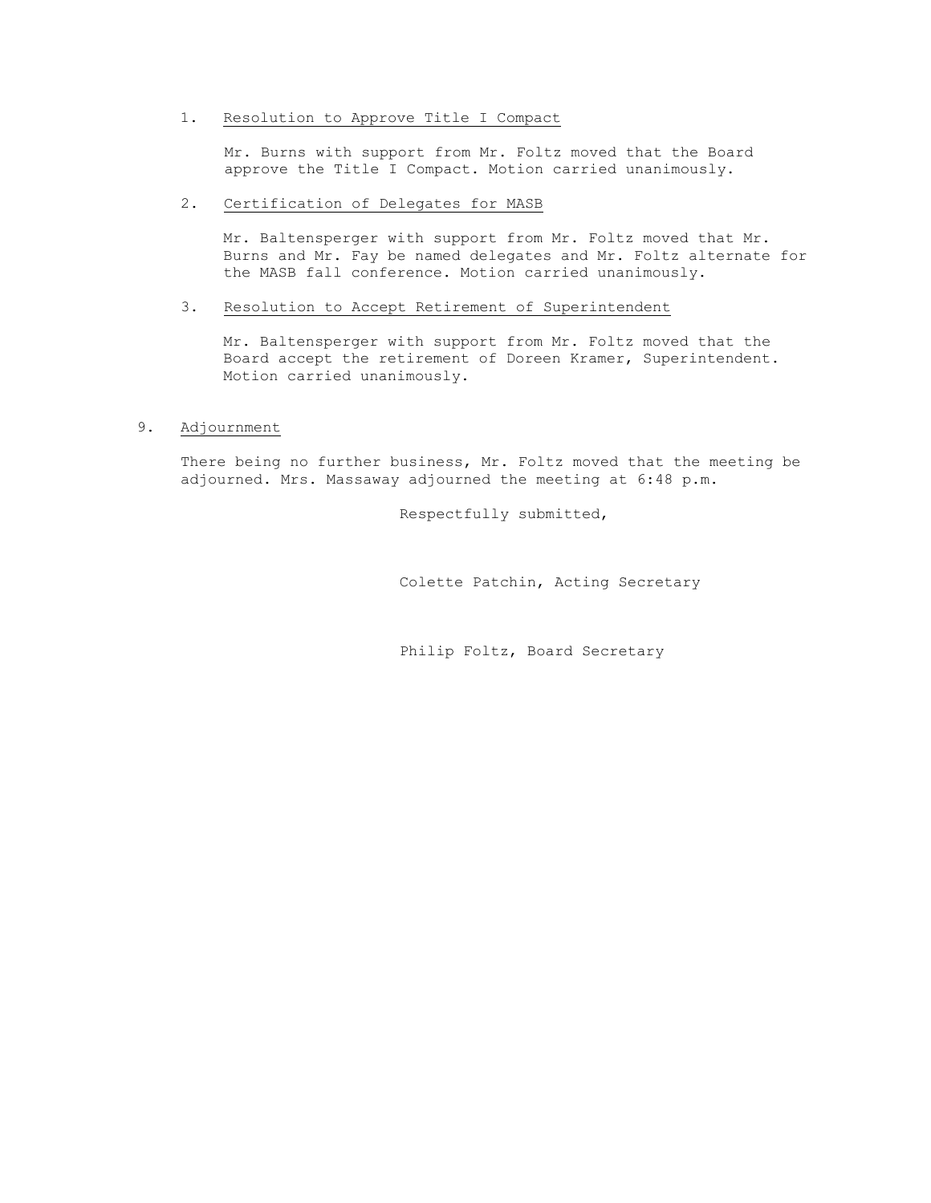1. Resolution to Approve Title I Compact

   Mr. Burns with support from Mr. Foltz moved that the Board approve the Title I Compact. Motion carried unanimously.

2. Certification of Delegates for MASB

   Mr. Baltensperger with support from Mr. Foltz moved that Mr. Burns and Mr. Fay be named delegates and Mr. Foltz alternate for the MASB fall conference. Motion carried unanimously.

3. Resolution to Accept Retirement of Superintendent

   Mr. Baltensperger with support from Mr. Foltz moved that the Board accept the retirement of Doreen Kramer, Superintendent. Motion carried unanimously.

9. Adjournment

   There being no further business, Mr. Foltz moved that the meeting be adjourned. Mrs. Massaway adjourned the meeting at 6:48 p.m.

Respectfully submitted,

Colette Patchin, Acting Secretary

Philip Foltz, Board Secretary